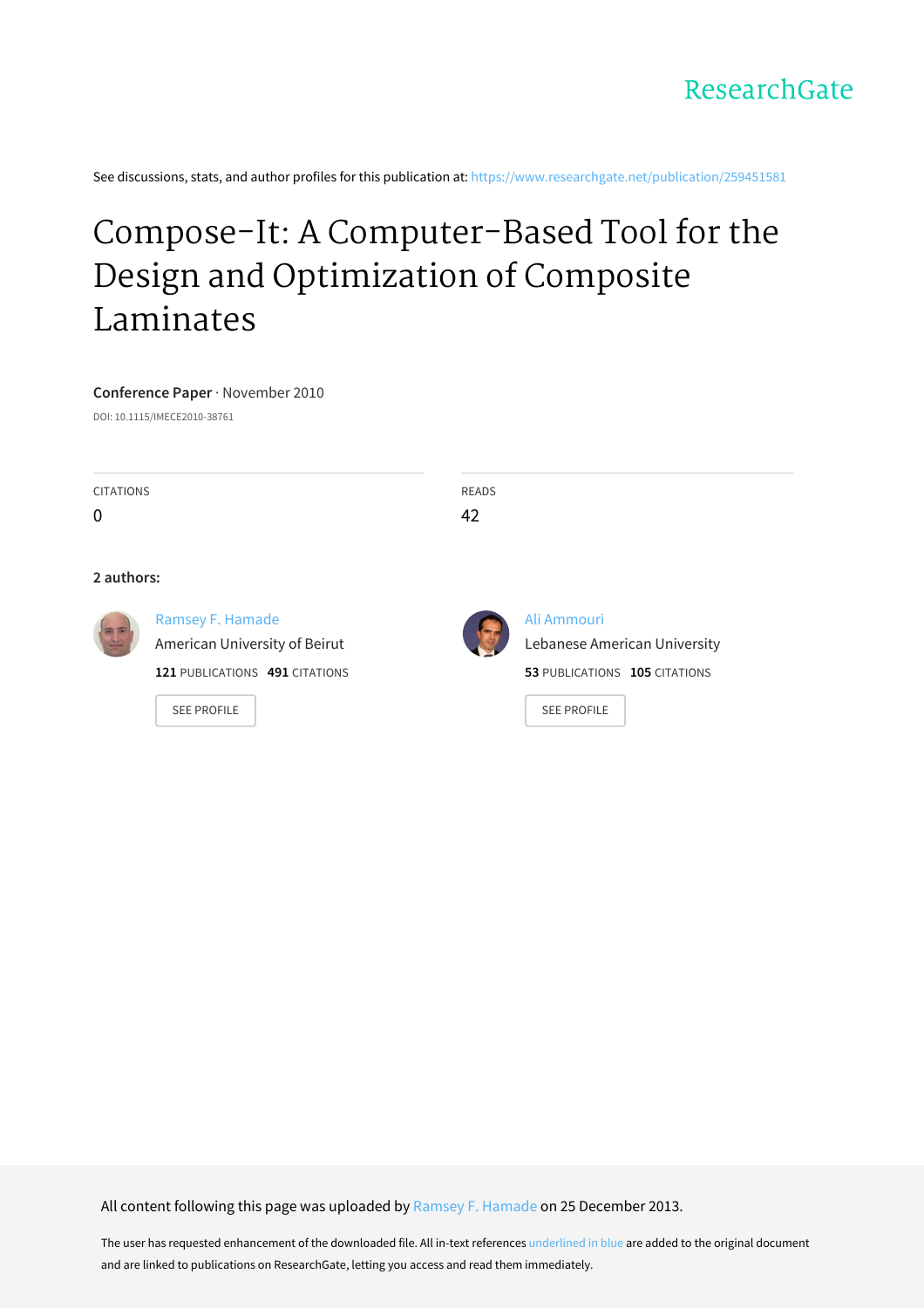ResearchGate

See discussions, stats, and author profiles for this publication at: https://www.researchgate.net/publication/259451581

# Compose-It: A Computer-Based Tool for the Design and Optimization of Composite Laminates

**Conference Paper** · November 2010

DOI: 10.1115/IMECE2010-38761

| CITATIONS | READS |
| --- | --- |
| 0 | 42 |

**2 authors:**

Ramsey F. Hamade
American University of Beirut
**121** PUBLICATIONS **491** CITATIONS
SEE PROFILE

Ali Ammouri
Lebanese American University
**53** PUBLICATIONS **105** CITATIONS
SEE PROFILE

All content following this page was uploaded by Ramsey F. Hamade on 25 December 2013.

The user has requested enhancement of the downloaded file. All in-text references underlined in blue are added to the original document and are linked to publications on ResearchGate, letting you access and read them immediately.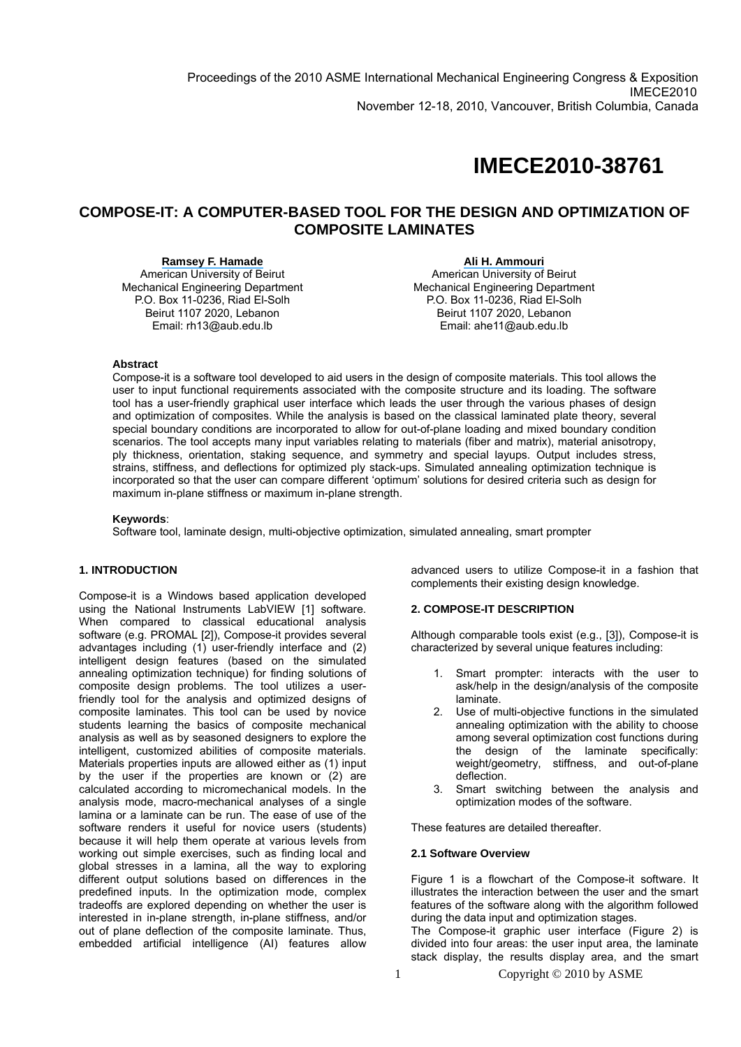Proceedings of the 2010 ASME International Mechanical Engineering Congress & Exposition
IMECE2010
November 12-18, 2010, Vancouver, British Columbia, Canada

# IMECE2010-38761

## COMPOSE-IT: A COMPUTER-BASED TOOL FOR THE DESIGN AND OPTIMIZATION OF COMPOSITE LAMINATES

**Ramsey F. Hamade**
American University of Beirut
Mechanical Engineering Department
P.O. Box 11-0236, Riad El-Solh
Beirut 1107 2020, Lebanon
Email: rh13@aub.edu.lb

**Ali H. Ammouri**
American University of Beirut
Mechanical Engineering Department
P.O. Box 11-0236, Riad El-Solh
Beirut 1107 2020, Lebanon
Email: ahe11@aub.edu.lb

**Abstract**

Compose-it is a software tool developed to aid users in the design of composite materials. This tool allows the user to input functional requirements associated with the composite structure and its loading. The software tool has a user-friendly graphical user interface which leads the user through the various phases of design and optimization of composites. While the analysis is based on the classical laminated plate theory, several special boundary conditions are incorporated to allow for out-of-plane loading and mixed boundary condition scenarios. The tool accepts many input variables relating to materials (fiber and matrix), material anisotropy, ply thickness, orientation, staking sequence, and symmetry and special layups. Output includes stress, strains, stiffness, and deflections for optimized ply stack-ups. Simulated annealing optimization technique is incorporated so that the user can compare different 'optimum' solutions for desired criteria such as design for maximum in-plane stiffness or maximum in-plane strength.

**Keywords**:
Software tool, laminate design, multi-objective optimization, simulated annealing, smart prompter

### 1. INTRODUCTION

Compose-it is a Windows based application developed using the National Instruments LabVIEW [1] software. When compared to classical educational analysis software (e.g. PROMAL [2]), Compose-it provides several advantages including (1) user-friendly interface and (2) intelligent design features (based on the simulated annealing optimization technique) for finding solutions of composite design problems. The tool utilizes a user-friendly tool for the analysis and optimized designs of composite laminates. This tool can be used by novice students learning the basics of composite mechanical analysis as well as by seasoned designers to explore the intelligent, customized abilities of composite materials. Materials properties inputs are allowed either as (1) input by the user if the properties are known or (2) are calculated according to micromechanical models. In the analysis mode, macro-mechanical analyses of a single lamina or a laminate can be run. The ease of use of the software renders it useful for novice users (students) because it will help them operate at various levels from working out simple exercises, such as finding local and global stresses in a lamina, all the way to exploring different output solutions based on differences in the predefined inputs. In the optimization mode, complex tradeoffs are explored depending on whether the user is interested in in-plane strength, in-plane stiffness, and/or out of plane deflection of the composite laminate. Thus, embedded artificial intelligence (AI) features allow advanced users to utilize Compose-it in a fashion that complements their existing design knowledge.

### 2. COMPOSE-IT DESCRIPTION

Although comparable tools exist (e.g., [3]), Compose-it is characterized by several unique features including:

1. Smart prompter: interacts with the user to ask/help in the design/analysis of the composite laminate.
2. Use of multi-objective functions in the simulated annealing optimization with the ability to choose among several optimization cost functions during the design of the laminate specifically: weight/geometry, stiffness, and out-of-plane deflection.
3. Smart switching between the analysis and optimization modes of the software.

These features are detailed thereafter.

#### 2.1 Software Overview

Figure 1 is a flowchart of the Compose-it software. It illustrates the interaction between the user and the smart features of the software along with the algorithm followed during the data input and optimization stages.
The Compose-it graphic user interface (Figure 2) is divided into four areas: the user input area, the laminate stack display, the results display area, and the smart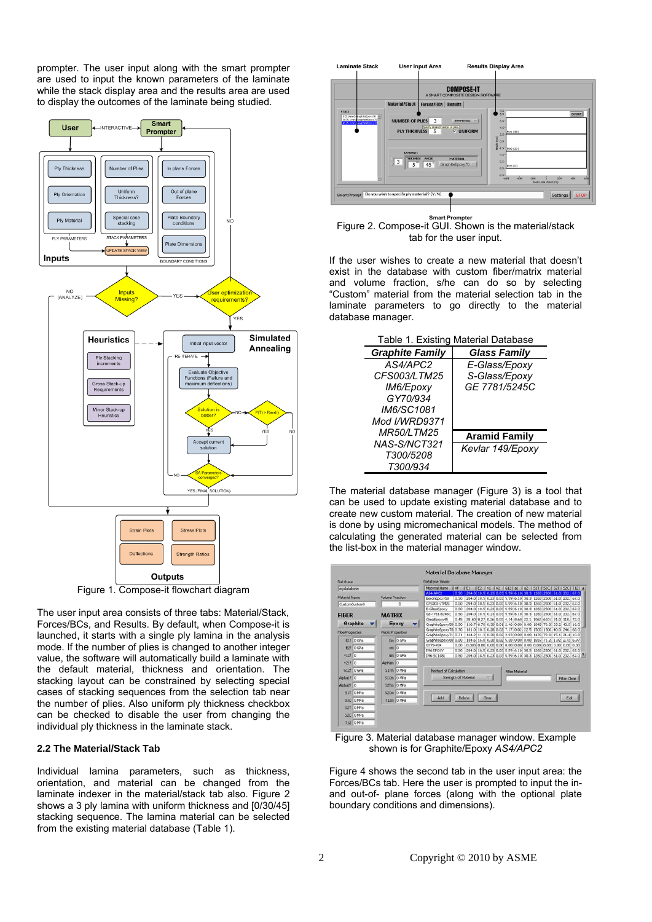prompter. The user input along with the smart prompter are used to input the known parameters of the laminate while the stack display area and the results area are used to display the outcomes of the laminate being studied.

Figure 1. Compose-it flowchart diagram

The user input area consists of three tabs: Material/Stack, Forces/BCs, and Results. By default, when Compose-it is launched, it starts with a single ply lamina in the analysis mode. If the number of plies is changed to another integer value, the software will automatically build a laminate with the default material, thickness and orientation. The stacking layout can be constrained by selecting special cases of stacking sequences from the selection tab near the number of plies. Also uniform ply thickness checkbox can be checked to disable the user from changing the individual ply thickness in the laminate stack.

### 2.2 The Material/Stack Tab

Individual lamina parameters, such as thickness, orientation, and material can be changed from the laminate indexer in the material/stack tab also. Figure 2 shows a 3 ply lamina with uniform thickness and [0/30/45] stacking sequence. The lamina material can be selected from the existing material database (Table 1).

Figure 2. Compose-it GUI. Shown is the material/stack tab for the user input.

If the user wishes to create a new material that doesn't exist in the database with custom fiber/matrix material and volume fraction, s/he can do so by selecting "Custom" material from the material selection tab in the laminate parameters to go directly to the material database manager.

Table 1. Existing Material Database

| ***Graphite Family*** | ***Glass Family*** |
|---|---|
| *AS4/APC2* | *E-Glass/Epoxy* |
| *CFS003/LTM25* | *S-Glass/Epoxy* |
| *IM6/Epoxy* | *GE 7781/5245C* |
| *GY70/934* | |
| *IM6/SC1081* | |
| *Mod I/WRD9371* | |
| *MR50/LTM25* | ***Aramid Family*** |
| *NAS-S/NCT321* | *Kevlar 149/Epoxy* |
| *T300/5208* | |
| *T300/934* | |

The material database manager (Figure 3) is a tool that can be used to update existing material database and to create new custom material. The creation of new material is done by using micromechanical models. The method of calculating the generated material can be selected from the list-box in the material manager window.

Figure 3. Material database manager window. Example shown is for Graphite/Epoxy *AS4/APC2*

Figure 4 shows the second tab in the user input area: the Forces/BCs tab. Here the user is prompted to input the in- and out-of- plane forces (along with the optional plate boundary conditions and dimensions).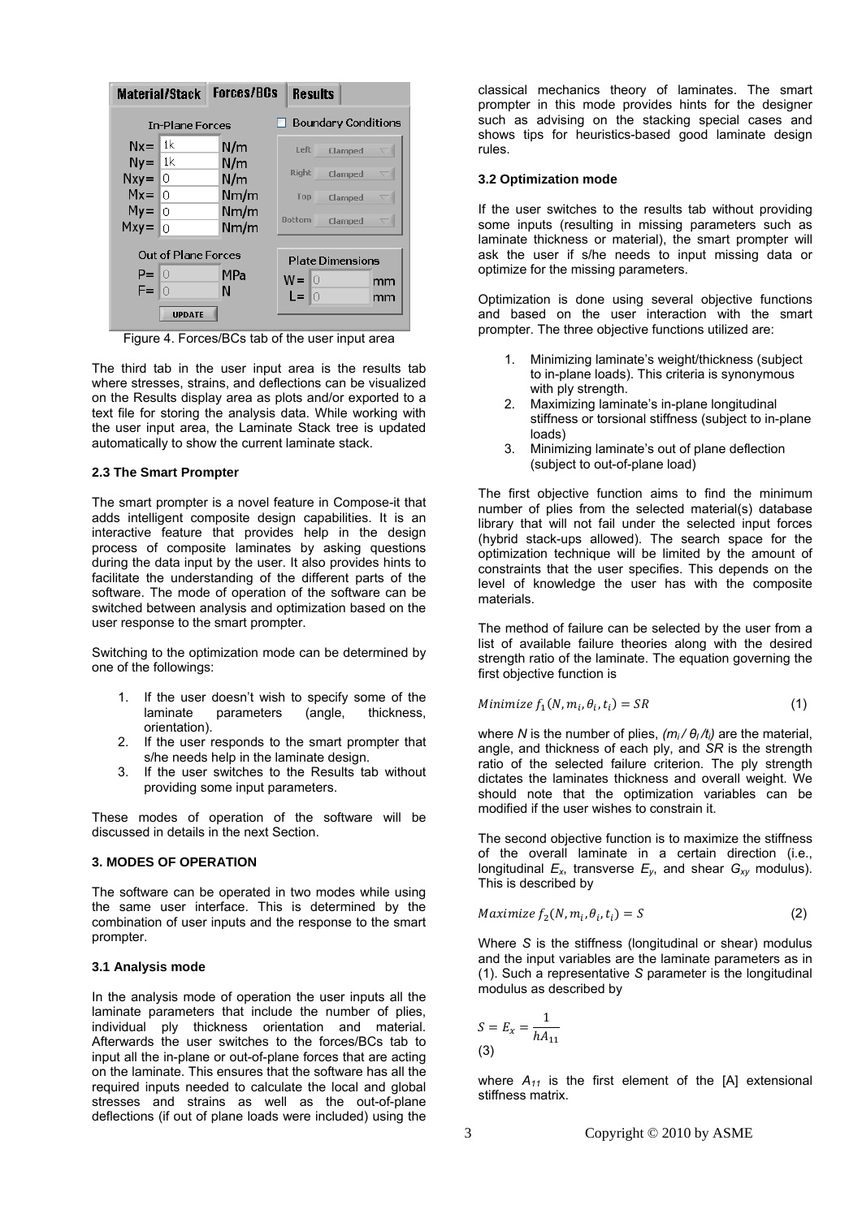Figure 4. Forces/BCs tab of the user input area

The third tab in the user input area is the results tab where stresses, strains, and deflections can be visualized on the Results display area as plots and/or exported to a text file for storing the analysis data. While working with the user input area, the Laminate Stack tree is updated automatically to show the current laminate stack.

### 2.3 The Smart Prompter

The smart prompter is a novel feature in Compose-it that adds intelligent composite design capabilities. It is an interactive feature that provides help in the design process of composite laminates by asking questions during the data input by the user. It also provides hints to facilitate the understanding of the different parts of the software. The mode of operation of the software can be switched between analysis and optimization based on the user response to the smart prompter.

Switching to the optimization mode can be determined by one of the followings:

1. If the user doesn't wish to specify some of the laminate parameters (angle, thickness, orientation).
2. If the user responds to the smart prompter that s/he needs help in the laminate design.
3. If the user switches to the Results tab without providing some input parameters.

These modes of operation of the software will be discussed in details in the next Section.

## 3. MODES OF OPERATION

The software can be operated in two modes while using the same user interface. This is determined by the combination of user inputs and the response to the smart prompter.

### 3.1 Analysis mode

In the analysis mode of operation the user inputs all the laminate parameters that include the number of plies, individual ply thickness orientation and material. Afterwards the user switches to the forces/BCs tab to input all the in-plane or out-of-plane forces that are acting on the laminate. This ensures that the software has all the required inputs needed to calculate the local and global stresses and strains as well as the out-of-plane deflections (if out of plane loads were included) using the classical mechanics theory of laminates. The smart prompter in this mode provides hints for the designer such as advising on the stacking special cases and shows tips for heuristics-based good laminate design rules.

### 3.2 Optimization mode

If the user switches to the results tab without providing some inputs (resulting in missing parameters such as laminate thickness or material), the smart prompter will ask the user if s/he needs to input missing data or optimize for the missing parameters.

Optimization is done using several objective functions and based on the user interaction with the smart prompter. The three objective functions utilized are:

1. Minimizing laminate's weight/thickness (subject to in-plane loads). This criteria is synonymous with ply strength.
2. Maximizing laminate's in-plane longitudinal stiffness or torsional stiffness (subject to in-plane loads)
3. Minimizing laminate's out of plane deflection (subject to out-of-plane load)

The first objective function aims to find the minimum number of plies from the selected material(s) database library that will not fail under the selected input forces (hybrid stack-ups allowed). The search space for the optimization technique will be limited by the amount of constraints that the user specifies. This depends on the level of knowledge the user has with the composite materials.

The method of failure can be selected by the user from a list of available failure theories along with the desired strength ratio of the laminate. The equation governing the first objective function is

$$Minimize\ f_1(N, m_i, \theta_i, t_i) = SR \tag{1}$$

where *N* is the number of plies, *($m_i$ / $\theta_i$ /$t_i$)* are the material, angle, and thickness of each ply, and *SR* is the strength ratio of the selected failure criterion. The ply strength dictates the laminates thickness and overall weight. We should note that the optimization variables can be modified if the user wishes to constrain it.

The second objective function is to maximize the stiffness of the overall laminate in a certain direction (i.e., longitudinal $E_x$, transverse $E_y$, and shear $G_{xy}$ modulus). This is described by

$$Maximize\ f_2(N, m_i, \theta_i, t_i) = S \tag{2}$$

Where *S* is the stiffness (longitudinal or shear) modulus and the input variables are the laminate parameters as in (1). Such a representative *S* parameter is the longitudinal modulus as described by

$$S = E_x = \frac{1}{hA_{11}} \tag{3}$$

where $A_{11}$ is the first element of the [A] extensional stiffness matrix.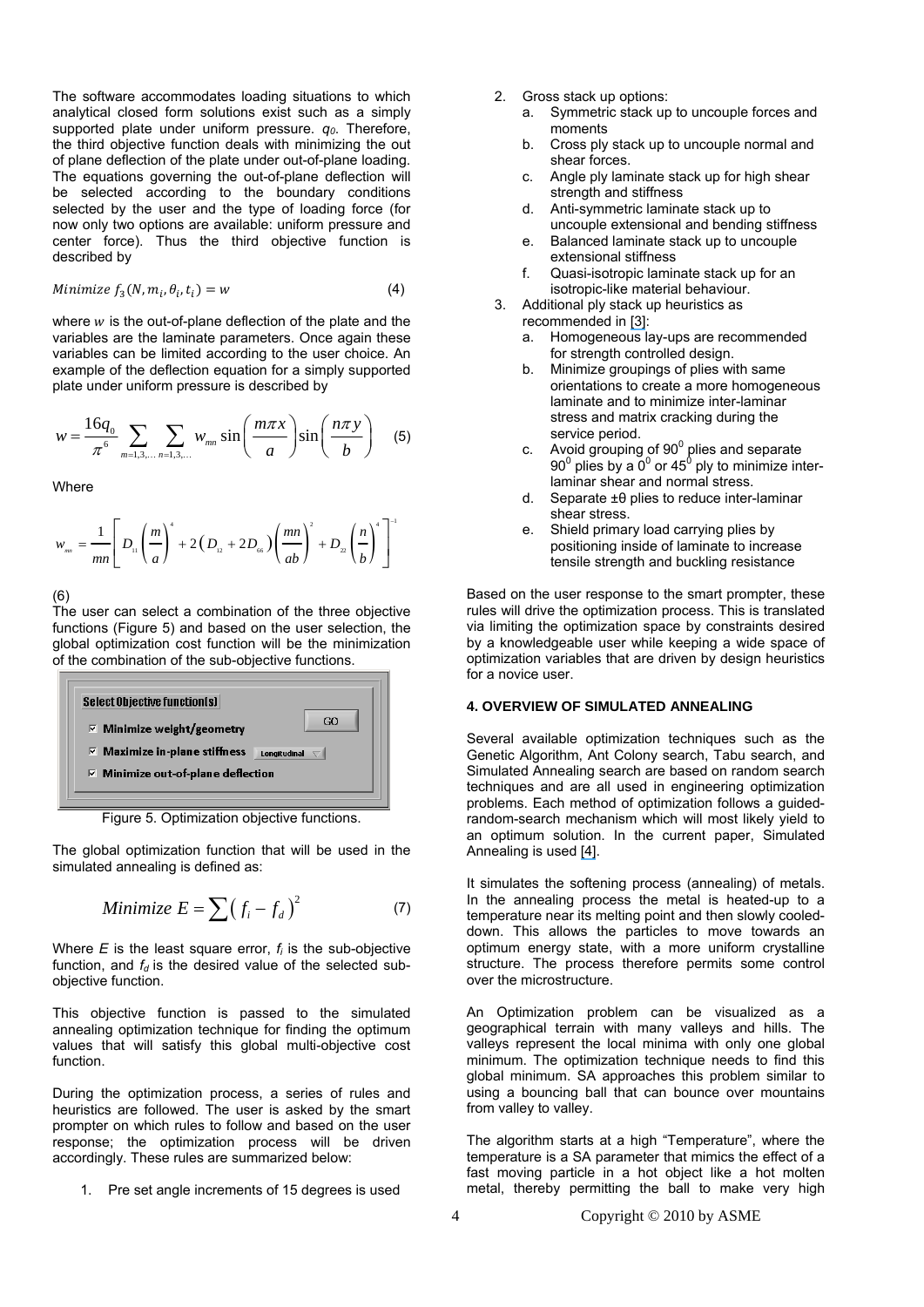The software accommodates loading situations to which analytical closed form solutions exist such as a simply supported plate under uniform pressure. $q_0$. Therefore, the third objective function deals with minimizing the out of plane deflection of the plate under out-of-plane loading. The equations governing the out-of-plane deflection will be selected according to the boundary conditions selected by the user and the type of loading force (for now only two options are available: uniform pressure and center force). Thus the third objective function is described by

$$\text{Minimize } f_3(N, m_i, \theta_i, t_i) = w \tag{4}$$

where $w$ is the out-of-plane deflection of the plate and the variables are the laminate parameters. Once again these variables can be limited according to the user choice. An example of the deflection equation for a simply supported plate under uniform pressure is described by

$$w = \frac{16q_0}{\pi^6} \sum_{m=1,3,\ldots} \sum_{n=1,3,\ldots} w_{mn} \sin\left(\frac{m\pi x}{a}\right) \sin\left(\frac{n\pi y}{b}\right) \tag{5}$$

Where

$$w_{mn} = \frac{1}{mn}\left[ D_{11}\left(\frac{m}{a}\right)^4 + 2\left(D_{12} + 2D_{66}\right)\left(\frac{mn}{ab}\right)^2 + D_{22}\left(\frac{n}{b}\right)^4 \right]^{-1}$$

(6)

The user can select a combination of the three objective functions (Figure 5) and based on the user selection, the global optimization cost function will be the minimization of the combination of the sub-objective functions.

Figure 5. Optimization objective functions.

The global optimization function that will be used in the simulated annealing is defined as:

$$\text{Minimize } E = \sum \left( f_i - f_d \right)^2 \tag{7}$$

Where $E$ is the least square error, $f_i$ is the sub-objective function, and $f_d$ is the desired value of the selected sub-objective function.

This objective function is passed to the simulated annealing optimization technique for finding the optimum values that will satisfy this global multi-objective cost function.

During the optimization process, a series of rules and heuristics are followed. The user is asked by the smart prompter on which rules to follow and based on the user response; the optimization process will be driven accordingly. These rules are summarized below:

1. Pre set angle increments of 15 degrees is used
2. Gross stack up options:
   a. Symmetric stack up to uncouple forces and moments
   b. Cross ply stack up to uncouple normal and shear forces.
   c. Angle ply laminate stack up for high shear strength and stiffness
   d. Anti-symmetric laminate stack up to uncouple extensional and bending stiffness
   e. Balanced laminate stack up to uncouple extensional stiffness
   f. Quasi-isotropic laminate stack up for an isotropic-like material behaviour.
3. Additional ply stack up heuristics as recommended in [3]:
   a. Homogeneous lay-ups are recommended for strength controlled design.
   b. Minimize groupings of plies with same orientations to create a more homogeneous laminate and to minimize inter-laminar stress and matrix cracking during the service period.
   c. Avoid grouping of $90^0$ plies and separate $90^0$ plies by a $0^0$ or $45^0$ ply to minimize inter-laminar shear and normal stress.
   d. Separate ±θ plies to reduce inter-laminar shear stress.
   e. Shield primary load carrying plies by positioning inside of laminate to increase tensile strength and buckling resistance

Based on the user response to the smart prompter, these rules will drive the optimization process. This is translated via limiting the optimization space by constraints desired by a knowledgeable user while keeping a wide space of optimization variables that are driven by design heuristics for a novice user.

## 4. OVERVIEW OF SIMULATED ANNEALING

Several available optimization techniques such as the Genetic Algorithm, Ant Colony search, Tabu search, and Simulated Annealing search are based on random search techniques and are all used in engineering optimization problems. Each method of optimization follows a guided-random-search mechanism which will most likely yield to an optimum solution. In the current paper, Simulated Annealing is used [4].

It simulates the softening process (annealing) of metals. In the annealing process the metal is heated-up to a temperature near its melting point and then slowly cooled-down. This allows the particles to move towards an optimum energy state, with a more uniform crystalline structure. The process therefore permits some control over the microstructure.

An Optimization problem can be visualized as a geographical terrain with many valleys and hills. The valleys represent the local minima with only one global minimum. The optimization technique needs to find this global minimum. SA approaches this problem similar to using a bouncing ball that can bounce over mountains from valley to valley.

The algorithm starts at a high "Temperature", where the temperature is a SA parameter that mimics the effect of a fast moving particle in a hot object like a hot molten metal, thereby permitting the ball to make very high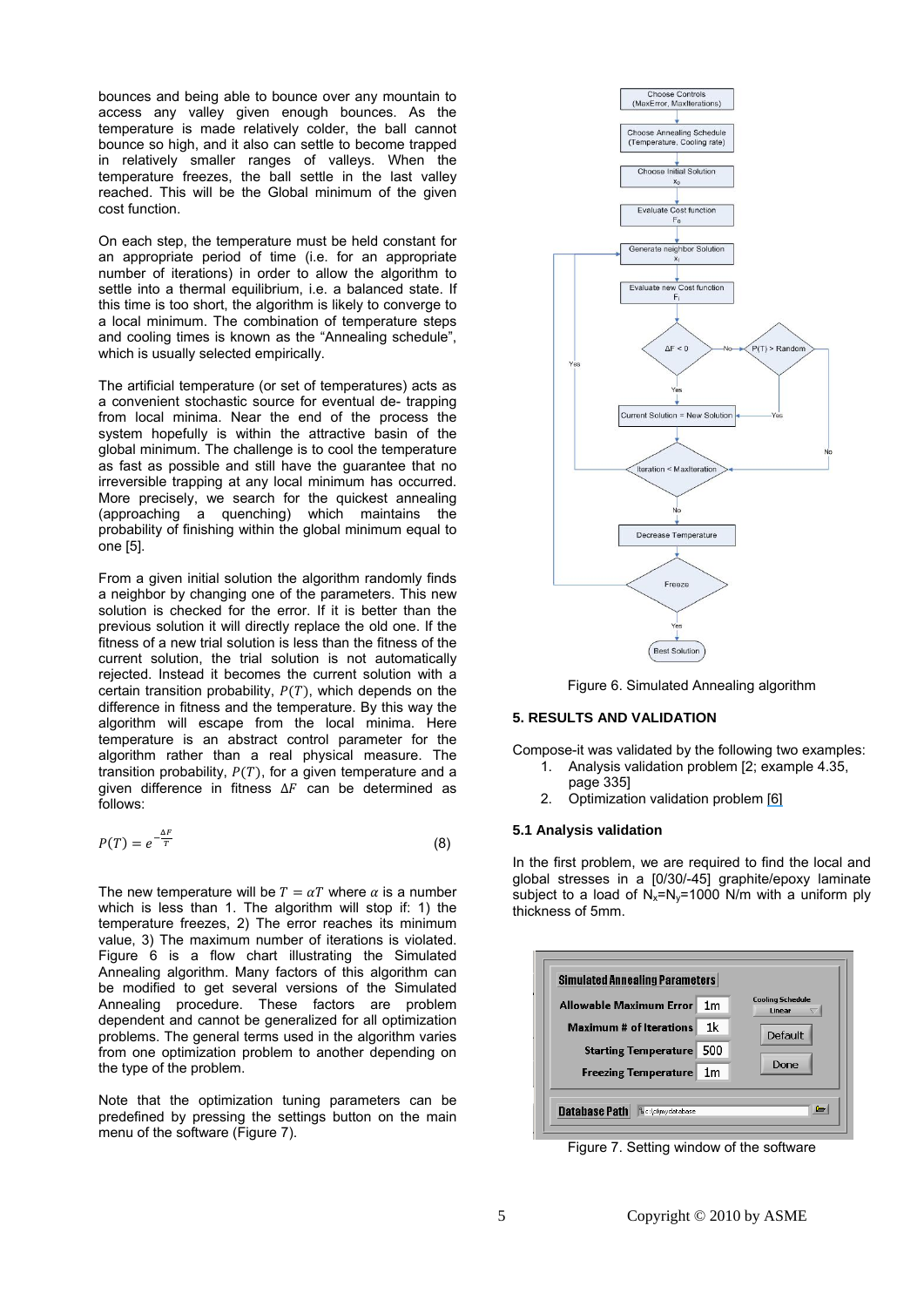bounces and being able to bounce over any mountain to access any valley given enough bounces. As the temperature is made relatively colder, the ball cannot bounce so high, and it also can settle to become trapped in relatively smaller ranges of valleys. When the temperature freezes, the ball settle in the last valley reached. This will be the Global minimum of the given cost function.

On each step, the temperature must be held constant for an appropriate period of time (i.e. for an appropriate number of iterations) in order to allow the algorithm to settle into a thermal equilibrium, i.e. a balanced state. If this time is too short, the algorithm is likely to converge to a local minimum. The combination of temperature steps and cooling times is known as the "Annealing schedule", which is usually selected empirically.

The artificial temperature (or set of temperatures) acts as a convenient stochastic source for eventual de- trapping from local minima. Near the end of the process the system hopefully is within the attractive basin of the global minimum. The challenge is to cool the temperature as fast as possible and still have the guarantee that no irreversible trapping at any local minimum has occurred. More precisely, we search for the quickest annealing (approaching a quenching) which maintains the probability of finishing within the global minimum equal to one [5].

From a given initial solution the algorithm randomly finds a neighbor by changing one of the parameters. This new solution is checked for the error. If it is better than the previous solution it will directly replace the old one. If the fitness of a new trial solution is less than the fitness of the current solution, the trial solution is not automatically rejected. Instead it becomes the current solution with a certain transition probability, $P(T)$, which depends on the difference in fitness and the temperature. By this way the algorithm will escape from the local minima. Here temperature is an abstract control parameter for the algorithm rather than a real physical measure. The transition probability, $P(T)$, for a given temperature and a given difference in fitness $\Delta F$ can be determined as follows:

$$P(T) = e^{-\frac{\Delta F}{T}} \tag{8}$$

The new temperature will be $T = \alpha T$ where $\alpha$ is a number which is less than 1. The algorithm will stop if: 1) the temperature freezes, 2) The error reaches its minimum value, 3) The maximum number of iterations is violated. Figure 6 is a flow chart illustrating the Simulated Annealing algorithm. Many factors of this algorithm can be modified to get several versions of the Simulated Annealing procedure. These factors are problem dependent and cannot be generalized for all optimization problems. The general terms used in the algorithm varies from one optimization problem to another depending on the type of the problem.

Note that the optimization tuning parameters can be predefined by pressing the settings button on the main menu of the software (Figure 7).

Figure 6. Simulated Annealing algorithm

### 5. RESULTS AND VALIDATION

Compose-it was validated by the following two examples:

1. Analysis validation problem [2; example 4.35, page 335]
2. Optimization validation problem [6]

#### 5.1 Analysis validation

In the first problem, we are required to find the local and global stresses in a [0/30/-45] graphite/epoxy laminate subject to a load of $N_x$=$N_y$=1000 N/m with a uniform ply thickness of 5mm.

Figure 7. Setting window of the software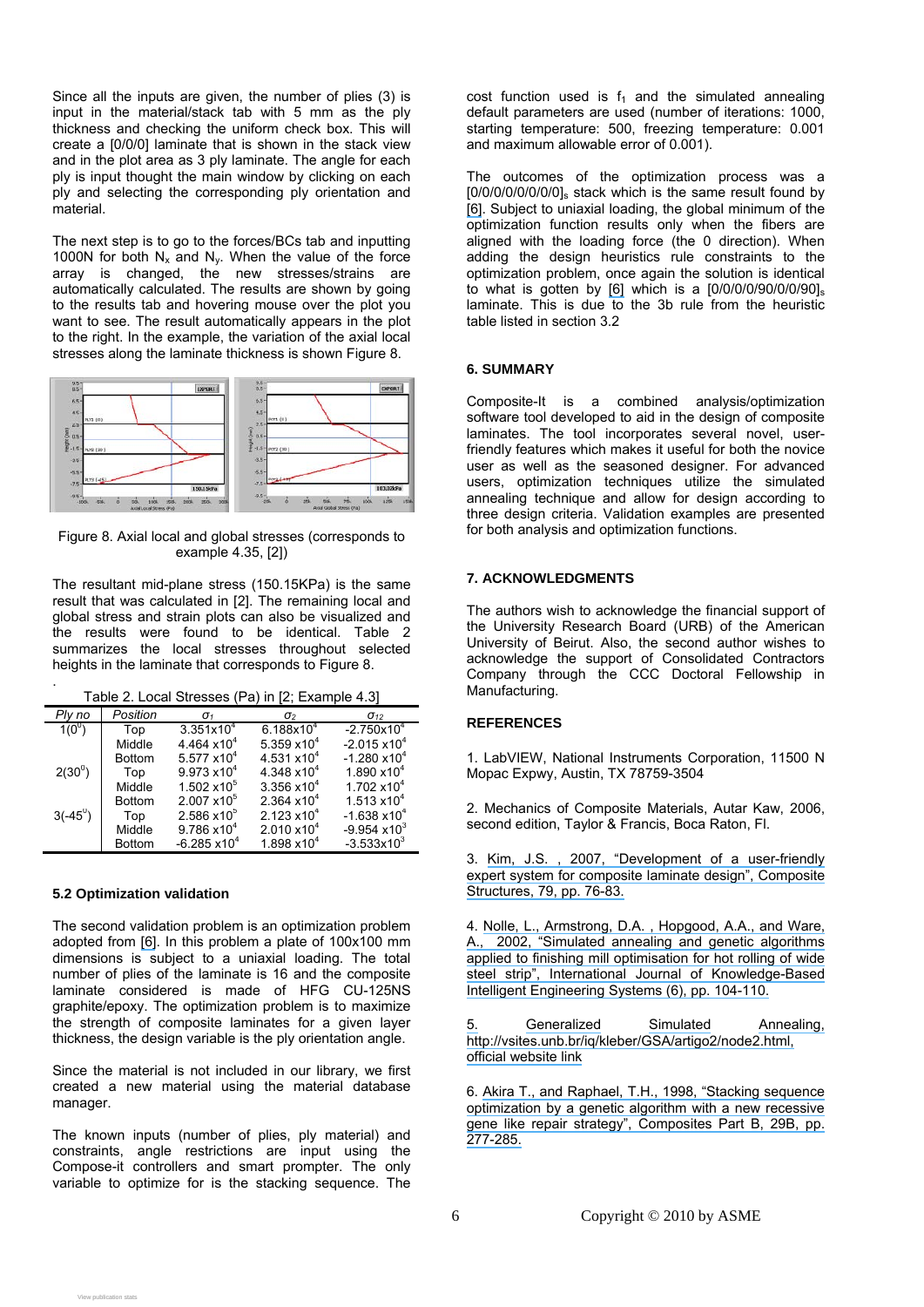Since all the inputs are given, the number of plies (3) is input in the material/stack tab with 5 mm as the ply thickness and checking the uniform check box. This will create a [0/0/0] laminate that is shown in the stack view and in the plot area as 3 ply laminate. The angle for each ply is input thought the main window by clicking on each ply and selecting the corresponding ply orientation and material.

The next step is to go to the forces/BCs tab and inputting 1000N for both $N_x$ and $N_y$. When the value of the force array is changed, the new stresses/strains are automatically calculated. The results are shown by going to the results tab and hovering mouse over the plot you want to see. The result automatically appears in the plot to the right. In the example, the variation of the axial local stresses along the laminate thickness is shown Figure 8.

EXPORT

150.15kPa

Axial Local Stress (Pa)

EXPORT

103.02kPa

Axial Global Stress (Pa)

Figure 8. Axial local and global stresses (corresponds to example 4.35, [2])

The resultant mid-plane stress (150.15KPa) is the same result that was calculated in [2]. The remaining local and global stress and strain plots can also be visualized and the results were found to be identical. Table 2 summarizes the local stresses throughout selected heights in the laminate that corresponds to Figure 8.

Table 2. Local Stresses (Pa) in [2; Example 4.3]

| Ply no | Position | $\sigma_1$ | $\sigma_2$ | $\sigma_{12}$ |
|---|---|---|---|---|
| $1(0^0)$ | Top | $3.351\times10^4$ | $6.188\times10^4$ | $-2.750\times10^4$ |
| | Middle | $4.464\times10^4$ | $5.359\times10^4$ | $-2.015\times10^4$ |
| | Bottom | $5.577\times10^4$ | $4.531\times10^4$ | $-1.280\times10^4$ |
| $2(30^0)$ | Top | $9.973\times10^4$ | $4.348\times10^4$ | $1.890\times10^4$ |
| | Middle | $1.502\times10^5$ | $3.356\times10^4$ | $1.702\times10^4$ |
| | Bottom | $2.007\times10^5$ | $2.364\times10^4$ | $1.513\times10^4$ |
| $3(-45^0)$ | Top | $2.586\times10^5$ | $2.123\times10^4$ | $-1.638\times10^4$ |
| | Middle | $9.786\times10^4$ | $2.010\times10^4$ | $-9.954\times10^3$ |
| | Bottom | $-6.285\times10^4$ | $1.898\times10^4$ | $-3.533\times10^3$ |

### 5.2 Optimization validation

The second validation problem is an optimization problem adopted from [6]. In this problem a plate of 100x100 mm dimensions is subject to a uniaxial loading. The total number of plies of the laminate is 16 and the composite laminate considered is made of HFG CU-125NS graphite/epoxy. The optimization problem is to maximize the strength of composite laminates for a given layer thickness, the design variable is the ply orientation angle.

Since the material is not included in our library, we first created a new material using the material database manager.

The known inputs (number of plies, ply material) and constraints, angle restrictions are input using the Compose-it controllers and smart prompter. The only variable to optimize for is the stacking sequence. The cost function used is $f_1$ and the simulated annealing default parameters are used (number of iterations: 1000, starting temperature: 500, freezing temperature: 0.001 and maximum allowable error of 0.001).

The outcomes of the optimization process was a $[0/0/0/0/0/0/0/0]_s$ stack which is the same result found by [6]. Subject to uniaxial loading, the global minimum of the optimization function results only when the fibers are aligned with the loading force (the 0 direction). When adding the design heuristics rule constraints to the optimization problem, once again the solution is identical to what is gotten by [6] which is a $[0/0/0/0/90/0/0/90]_s$ laminate. This is due to the 3b rule from the heuristic table listed in section 3.2

## 6. SUMMARY

Composite-It is a combined analysis/optimization software tool developed to aid in the design of composite laminates. The tool incorporates several novel, user-friendly features which makes it useful for both the novice user as well as the seasoned designer. For advanced users, optimization techniques utilize the simulated annealing technique and allow for design according to three design criteria. Validation examples are presented for both analysis and optimization functions.

## 7. ACKNOWLEDGMENTS

The authors wish to acknowledge the financial support of the University Research Board (URB) of the American University of Beirut. Also, the second author wishes to acknowledge the support of Consolidated Contractors Company through the CCC Doctoral Fellowship in Manufacturing.

## REFERENCES

1. LabVIEW, National Instruments Corporation, 11500 N Mopac Expwy, Austin, TX 78759-3504

2. Mechanics of Composite Materials, Autar Kaw, 2006, second edition, Taylor & Francis, Boca Raton, Fl.

3. Kim, J.S. , 2007, "Development of a user-friendly expert system for composite laminate design", Composite Structures, 79, pp. 76-83.

4. Nolle, L., Armstrong, D.A. , Hopgood, A.A., and Ware, A., 2002, "Simulated annealing and genetic algorithms applied to finishing mill optimisation for hot rolling of wide steel strip", International Journal of Knowledge-Based Intelligent Engineering Systems (6), pp. 104-110.

5. Generalized Simulated Annealing, http://vsites.unb.br/iq/kleber/GSA/artigo2/node2.html, official website link

6. Akira T., and Raphael, T.H., 1998, "Stacking sequence optimization by a genetic algorithm with a new recessive gene like repair strategy", Composites Part B, 29B, pp. 277-285.